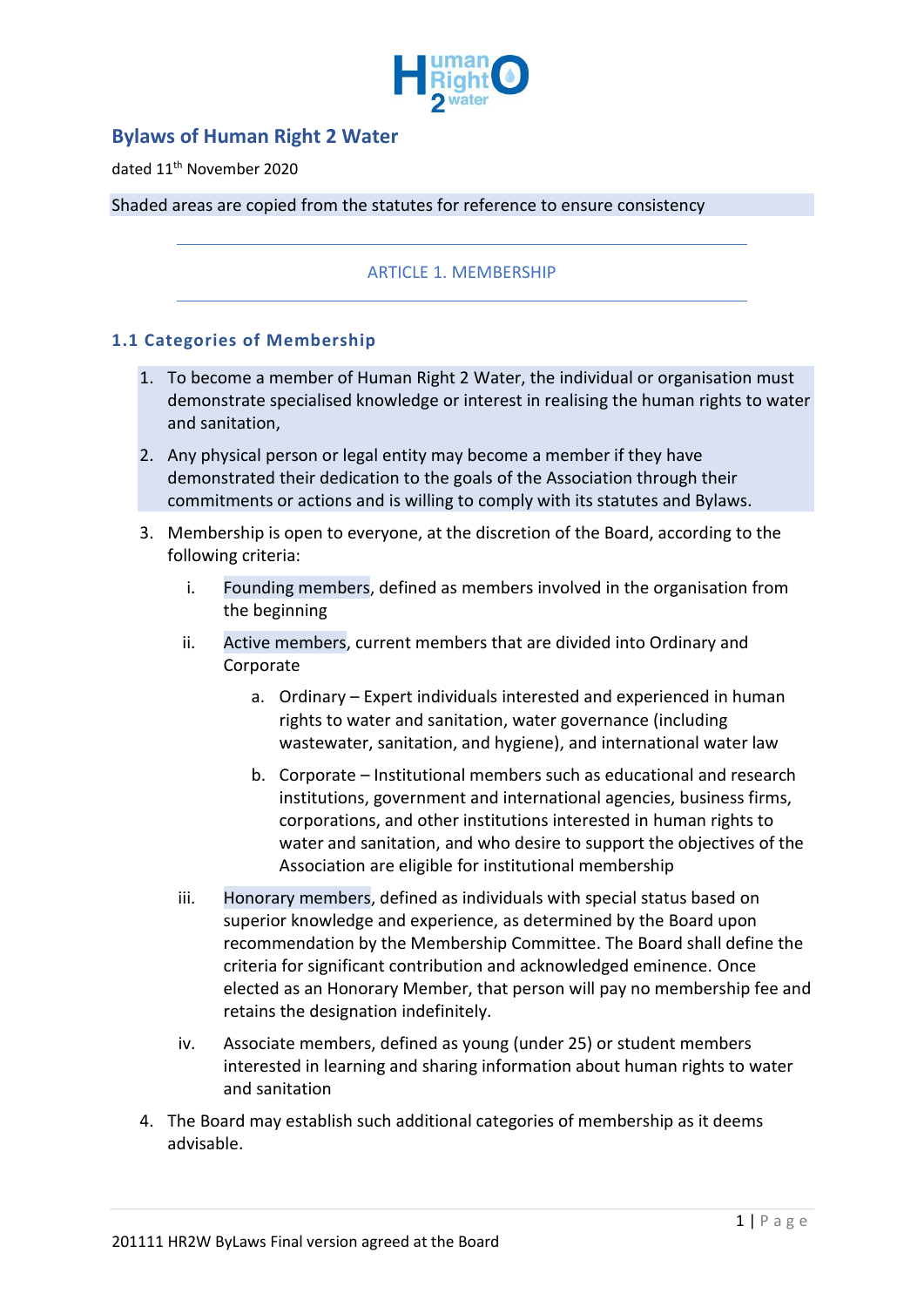# Bylaws of Human Right 2 Water

dated 11th November 2020

Shaded areas are copied from the statutes for reference to ensure consistency

## ARTICLE 1. MEMBERSHIP

### 1.1 Categories of Membership

1. To become a member of Human Right 2 Water, the individual or organisation must demonstrate specialised knowledge or interest in realising the human rights to water and sanitation,
2. Any physical person or legal entity may become a member if they have demonstrated their dedication to the goals of the Association through their commitments or actions and is willing to comply with its statutes and Bylaws.
3. Membership is open to everyone, at the discretion of the Board, according to the following criteria:
   1. Founding members, defined as members involved in the organisation from the beginning
   2. Active members, current members that are divided into Ordinary and Corporate
      1. Ordinary – Expert individuals interested and experienced in human rights to water and sanitation, water governance (including wastewater, sanitation, and hygiene), and international water law
      2. Corporate – Institutional members such as educational and research institutions, government and international agencies, business firms, corporations, and other institutions interested in human rights to water and sanitation, and who desire to support the objectives of the Association are eligible for institutional membership
   3. Honorary members, defined as individuals with special status based on superior knowledge and experience, as determined by the Board upon recommendation by the Membership Committee. The Board shall define the criteria for significant contribution and acknowledged eminence. Once elected as an Honorary Member, that person will pay no membership fee and retains the designation indefinitely.
   4. Associate members, defined as young (under 25) or student members interested in learning and sharing information about human rights to water and sanitation
4. The Board may establish such additional categories of membership as it deems advisable.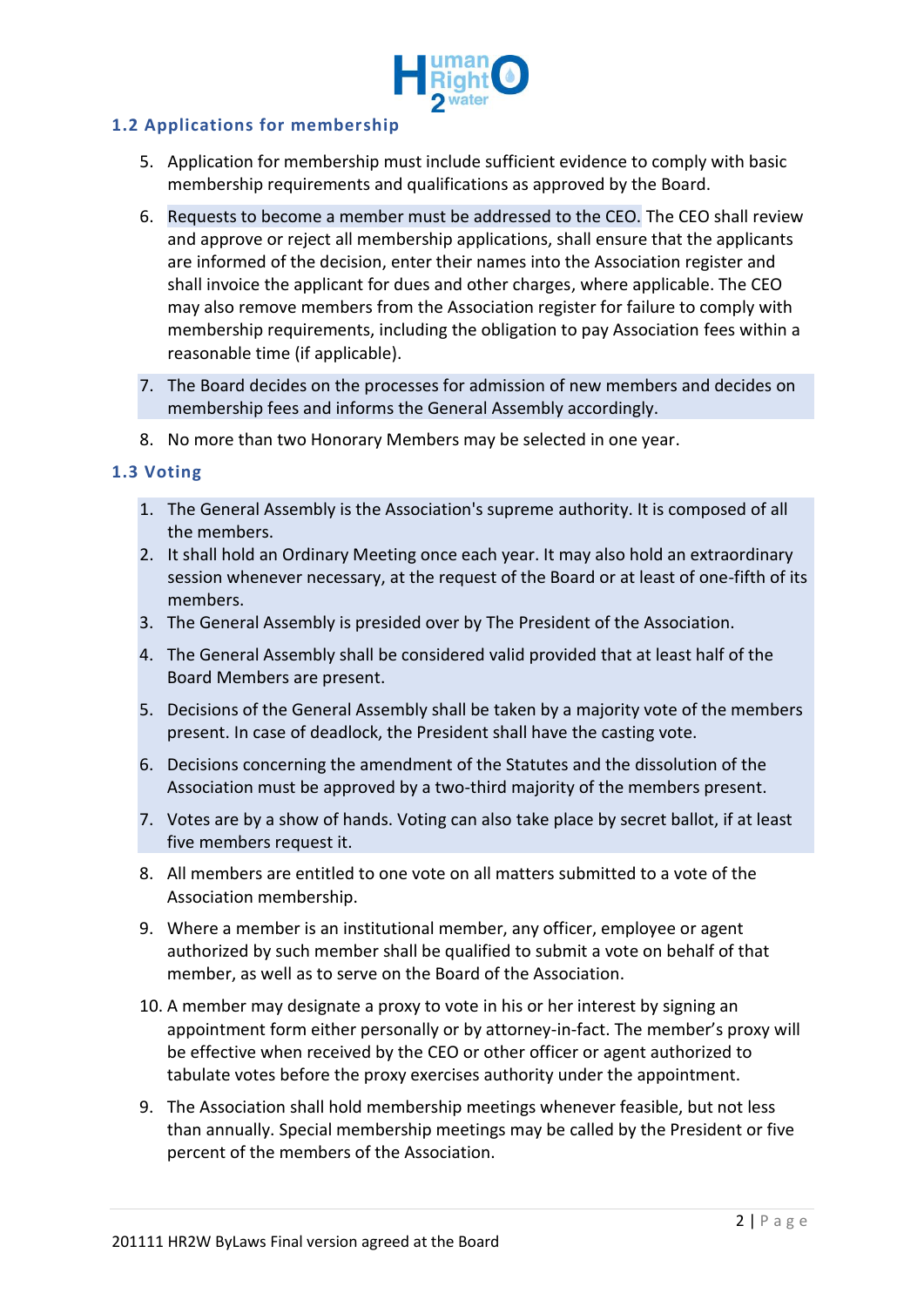## 1.2 Applications for membership

5. Application for membership must include sufficient evidence to comply with basic membership requirements and qualifications as approved by the Board.
6. Requests to become a member must be addressed to the CEO. The CEO shall review and approve or reject all membership applications, shall ensure that the applicants are informed of the decision, enter their names into the Association register and shall invoice the applicant for dues and other charges, where applicable. The CEO may also remove members from the Association register for failure to comply with membership requirements, including the obligation to pay Association fees within a reasonable time (if applicable).
7. The Board decides on the processes for admission of new members and decides on membership fees and informs the General Assembly accordingly.
8. No more than two Honorary Members may be selected in one year.

## 1.3 Voting

1. The General Assembly is the Association's supreme authority. It is composed of all the members.
2. It shall hold an Ordinary Meeting once each year. It may also hold an extraordinary session whenever necessary, at the request of the Board or at least of one-fifth of its members.
3. The General Assembly is presided over by The President of the Association.
4. The General Assembly shall be considered valid provided that at least half of the Board Members are present.
5. Decisions of the General Assembly shall be taken by a majority vote of the members present. In case of deadlock, the President shall have the casting vote.
6. Decisions concerning the amendment of the Statutes and the dissolution of the Association must be approved by a two-third majority of the members present.
7. Votes are by a show of hands. Voting can also take place by secret ballot, if at least five members request it.
8. All members are entitled to one vote on all matters submitted to a vote of the Association membership.
9. Where a member is an institutional member, any officer, employee or agent authorized by such member shall be qualified to submit a vote on behalf of that member, as well as to serve on the Board of the Association.
10. A member may designate a proxy to vote in his or her interest by signing an appointment form either personally or by attorney-in-fact. The member's proxy will be effective when received by the CEO or other officer or agent authorized to tabulate votes before the proxy exercises authority under the appointment.

9\. The Association shall hold membership meetings whenever feasible, but not less than annually. Special membership meetings may be called by the President or five percent of the members of the Association.

201111 HR2W ByLaws Final version agreed at the Board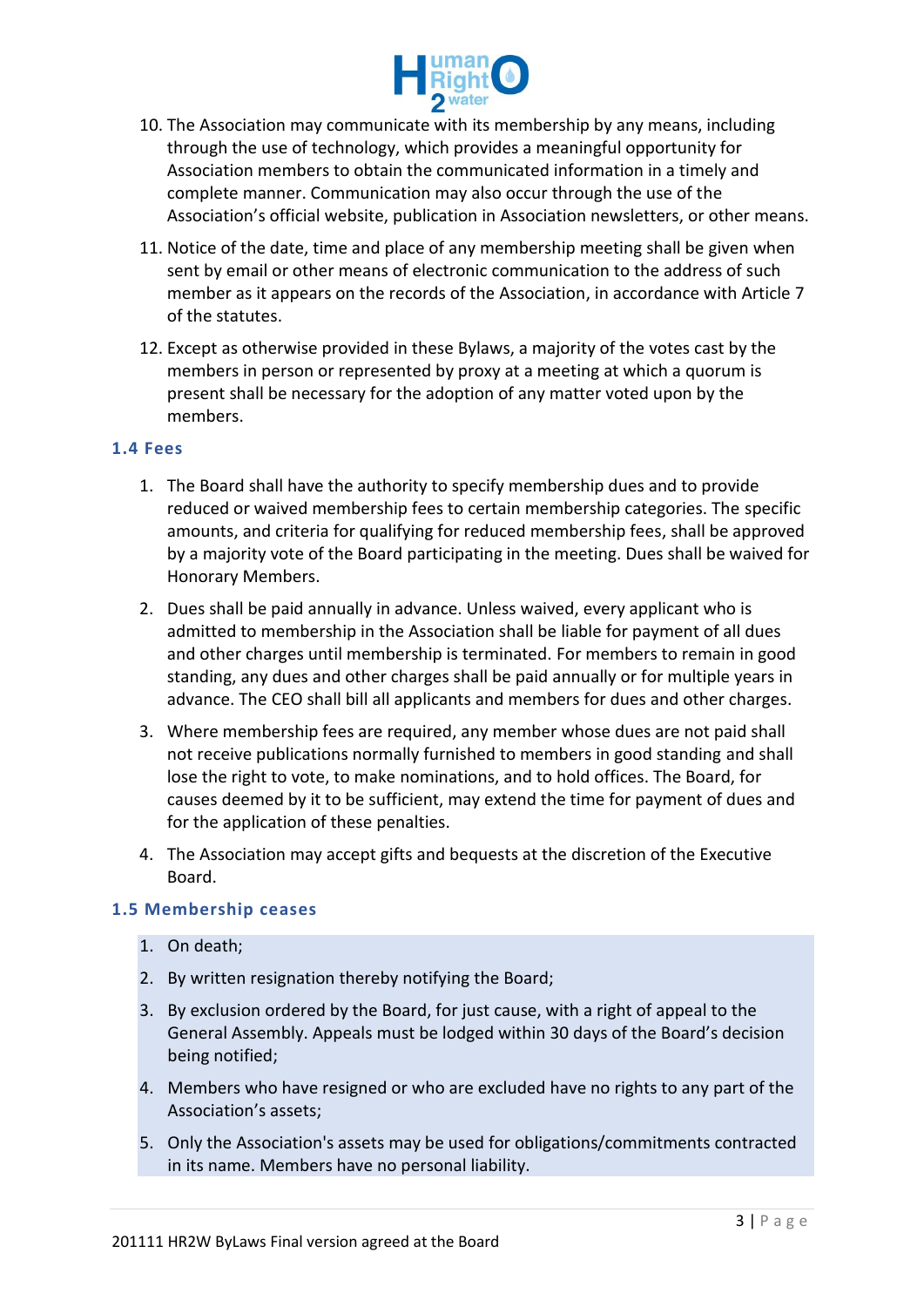10. The Association may communicate with its membership by any means, including through the use of technology, which provides a meaningful opportunity for Association members to obtain the communicated information in a timely and complete manner. Communication may also occur through the use of the Association's official website, publication in Association newsletters, or other means.
11. Notice of the date, time and place of any membership meeting shall be given when sent by email or other means of electronic communication to the address of such member as it appears on the records of the Association, in accordance with Article 7 of the statutes.
12. Except as otherwise provided in these Bylaws, a majority of the votes cast by the members in person or represented by proxy at a meeting at which a quorum is present shall be necessary for the adoption of any matter voted upon by the members.

### 1.4 Fees

1. The Board shall have the authority to specify membership dues and to provide reduced or waived membership fees to certain membership categories. The specific amounts, and criteria for qualifying for reduced membership fees, shall be approved by a majority vote of the Board participating in the meeting. Dues shall be waived for Honorary Members.
2. Dues shall be paid annually in advance. Unless waived, every applicant who is admitted to membership in the Association shall be liable for payment of all dues and other charges until membership is terminated. For members to remain in good standing, any dues and other charges shall be paid annually or for multiple years in advance. The CEO shall bill all applicants and members for dues and other charges.
3. Where membership fees are required, any member whose dues are not paid shall not receive publications normally furnished to members in good standing and shall lose the right to vote, to make nominations, and to hold offices. The Board, for causes deemed by it to be sufficient, may extend the time for payment of dues and for the application of these penalties.
4. The Association may accept gifts and bequests at the discretion of the Executive Board.

### 1.5 Membership ceases

1. On death;
2. By written resignation thereby notifying the Board;
3. By exclusion ordered by the Board, for just cause, with a right of appeal to the General Assembly. Appeals must be lodged within 30 days of the Board's decision being notified;
4. Members who have resigned or who are excluded have no rights to any part of the Association's assets;
5. Only the Association's assets may be used for obligations/commitments contracted in its name. Members have no personal liability.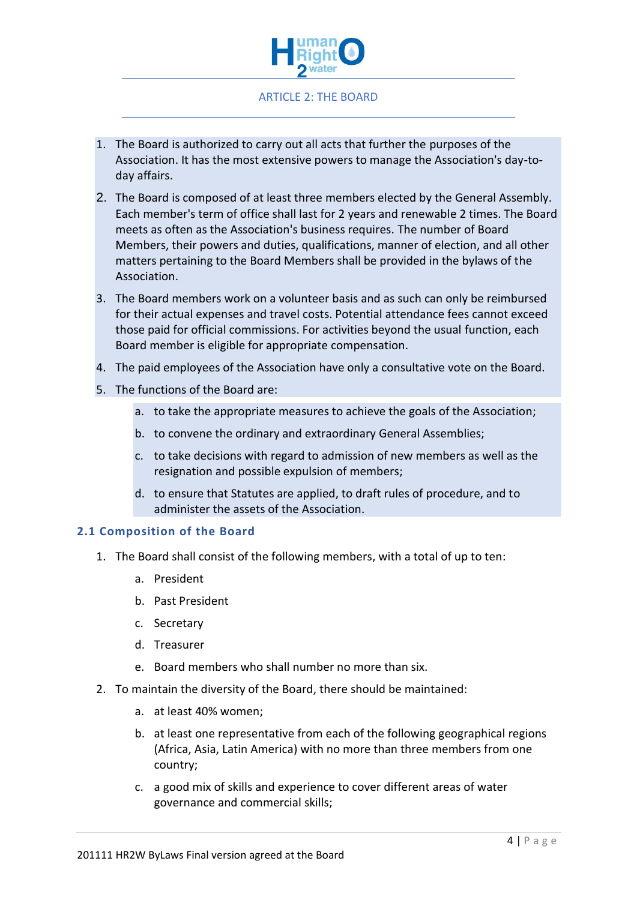## ARTICLE 2: THE BOARD

1. The Board is authorized to carry out all acts that further the purposes of the Association. It has the most extensive powers to manage the Association's day-to-day affairs.
2. The Board is composed of at least three members elected by the General Assembly. Each member's term of office shall last for 2 years and renewable 2 times. The Board meets as often as the Association's business requires. The number of Board Members, their powers and duties, qualifications, manner of election, and all other matters pertaining to the Board Members shall be provided in the bylaws of the Association.
3. The Board members work on a volunteer basis and as such can only be reimbursed for their actual expenses and travel costs. Potential attendance fees cannot exceed those paid for official commissions. For activities beyond the usual function, each Board member is eligible for appropriate compensation.
4. The paid employees of the Association have only a consultative vote on the Board.
5. The functions of the Board are:
    a. to take the appropriate measures to achieve the goals of the Association;
    b. to convene the ordinary and extraordinary General Assemblies;
    c. to take decisions with regard to admission of new members as well as the resignation and possible expulsion of members;
    d. to ensure that Statutes are applied, to draft rules of procedure, and to administer the assets of the Association.

### 2.1 Composition of the Board

1. The Board shall consist of the following members, with a total of up to ten:
    a. President
    b. Past President
    c. Secretary
    d. Treasurer
    e. Board members who shall number no more than six.
2. To maintain the diversity of the Board, there should be maintained:
    a. at least 40% women;
    b. at least one representative from each of the following geographical regions (Africa, Asia, Latin America) with no more than three members from one country;
    c. a good mix of skills and experience to cover different areas of water governance and commercial skills;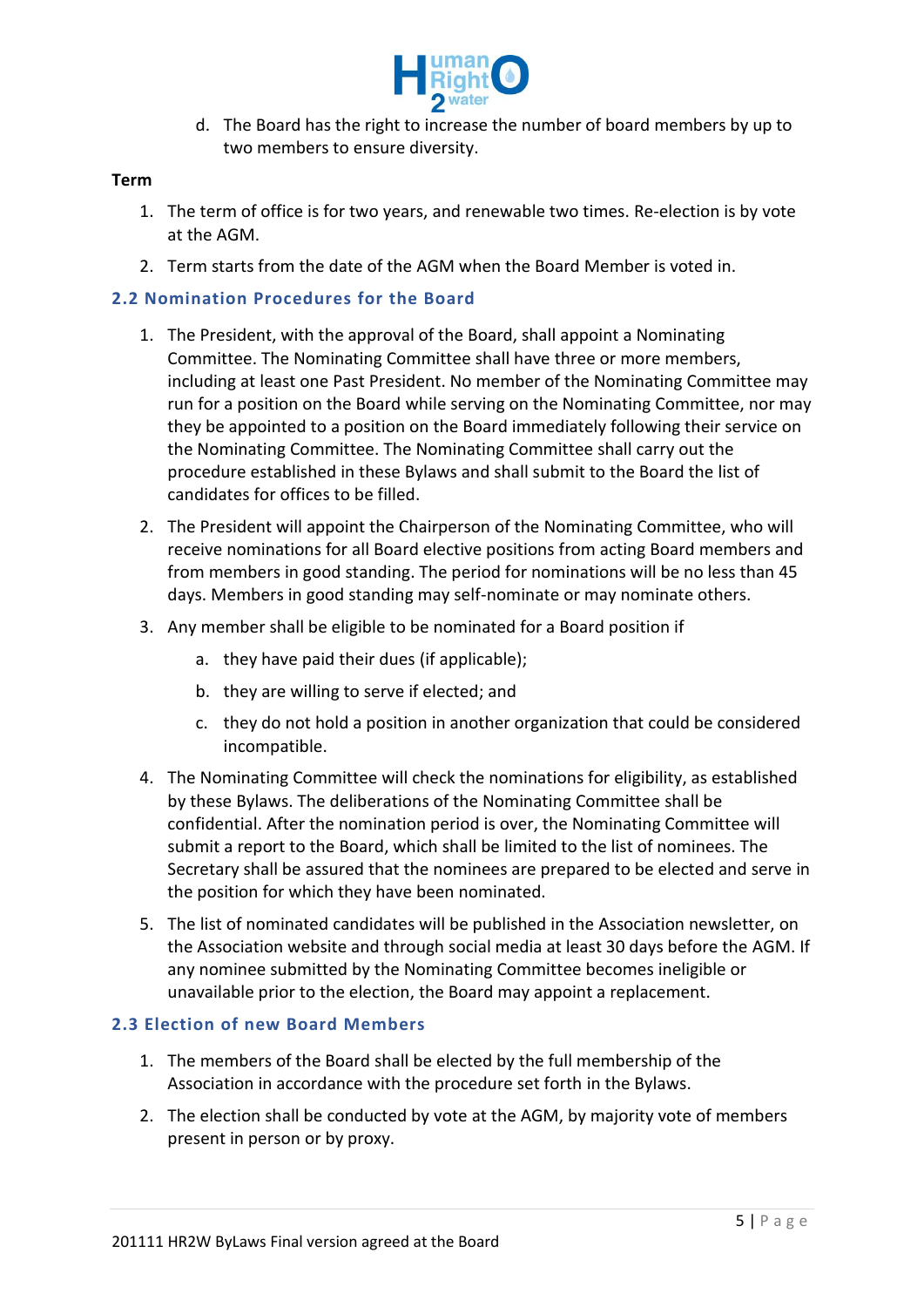d. The Board has the right to increase the number of board members by up to two members to ensure diversity.

**Term**

1. The term of office is for two years, and renewable two times. Re-election is by vote at the AGM.
2. Term starts from the date of the AGM when the Board Member is voted in.

### 2.2 Nomination Procedures for the Board

1. The President, with the approval of the Board, shall appoint a Nominating Committee. The Nominating Committee shall have three or more members, including at least one Past President. No member of the Nominating Committee may run for a position on the Board while serving on the Nominating Committee, nor may they be appointed to a position on the Board immediately following their service on the Nominating Committee. The Nominating Committee shall carry out the procedure established in these Bylaws and shall submit to the Board the list of candidates for offices to be filled.
2. The President will appoint the Chairperson of the Nominating Committee, who will receive nominations for all Board elective positions from acting Board members and from members in good standing. The period for nominations will be no less than 45 days. Members in good standing may self-nominate or may nominate others.
3. Any member shall be eligible to be nominated for a Board position if
   a. they have paid their dues (if applicable);
   b. they are willing to serve if elected; and
   c. they do not hold a position in another organization that could be considered incompatible.
4. The Nominating Committee will check the nominations for eligibility, as established by these Bylaws. The deliberations of the Nominating Committee shall be confidential. After the nomination period is over, the Nominating Committee will submit a report to the Board, which shall be limited to the list of nominees. The Secretary shall be assured that the nominees are prepared to be elected and serve in the position for which they have been nominated.
5. The list of nominated candidates will be published in the Association newsletter, on the Association website and through social media at least 30 days before the AGM. If any nominee submitted by the Nominating Committee becomes ineligible or unavailable prior to the election, the Board may appoint a replacement.

### 2.3 Election of new Board Members

1. The members of the Board shall be elected by the full membership of the Association in accordance with the procedure set forth in the Bylaws.
2. The election shall be conducted by vote at the AGM, by majority vote of members present in person or by proxy.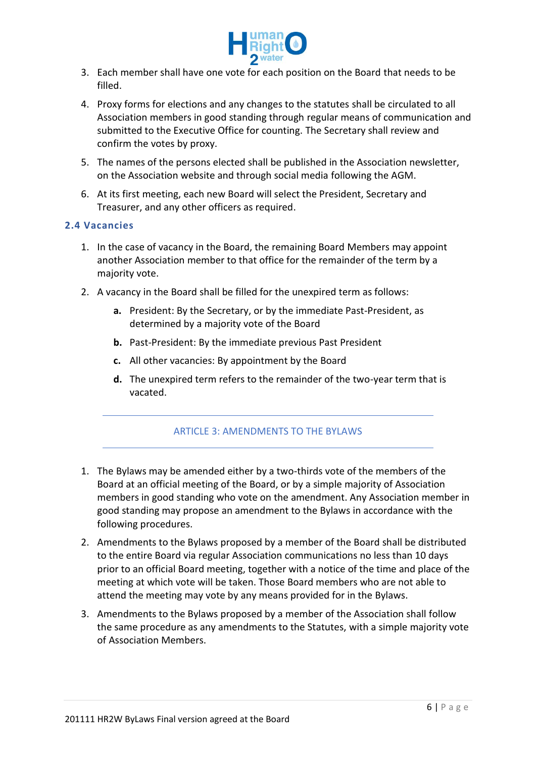3. Each member shall have one vote for each position on the Board that needs to be filled.

4. Proxy forms for elections and any changes to the statutes shall be circulated to all Association members in good standing through regular means of communication and submitted to the Executive Office for counting. The Secretary shall review and confirm the votes by proxy.

5. The names of the persons elected shall be published in the Association newsletter, on the Association website and through social media following the AGM.

6. At its first meeting, each new Board will select the President, Secretary and Treasurer, and any other officers as required.

### 2.4 Vacancies

1. In the case of vacancy in the Board, the remaining Board Members may appoint another Association member to that office for the remainder of the term by a majority vote.

2. A vacancy in the Board shall be filled for the unexpired term as follows:

    **a.** President: By the Secretary, or by the immediate Past-President, as determined by a majority vote of the Board

    **b.** Past-President: By the immediate previous Past President

    **c.** All other vacancies: By appointment by the Board

    **d.** The unexpired term refers to the remainder of the two-year term that is vacated.

---

## ARTICLE 3: AMENDMENTS TO THE BYLAWS

---

1. The Bylaws may be amended either by a two-thirds vote of the members of the Board at an official meeting of the Board, or by a simple majority of Association members in good standing who vote on the amendment. Any Association member in good standing may propose an amendment to the Bylaws in accordance with the following procedures.

2. Amendments to the Bylaws proposed by a member of the Board shall be distributed to the entire Board via regular Association communications no less than 10 days prior to an official Board meeting, together with a notice of the time and place of the meeting at which vote will be taken. Those Board members who are not able to attend the meeting may vote by any means provided for in the Bylaws.

3. Amendments to the Bylaws proposed by a member of the Association shall follow the same procedure as any amendments to the Statutes, with a simple majority vote of Association Members.